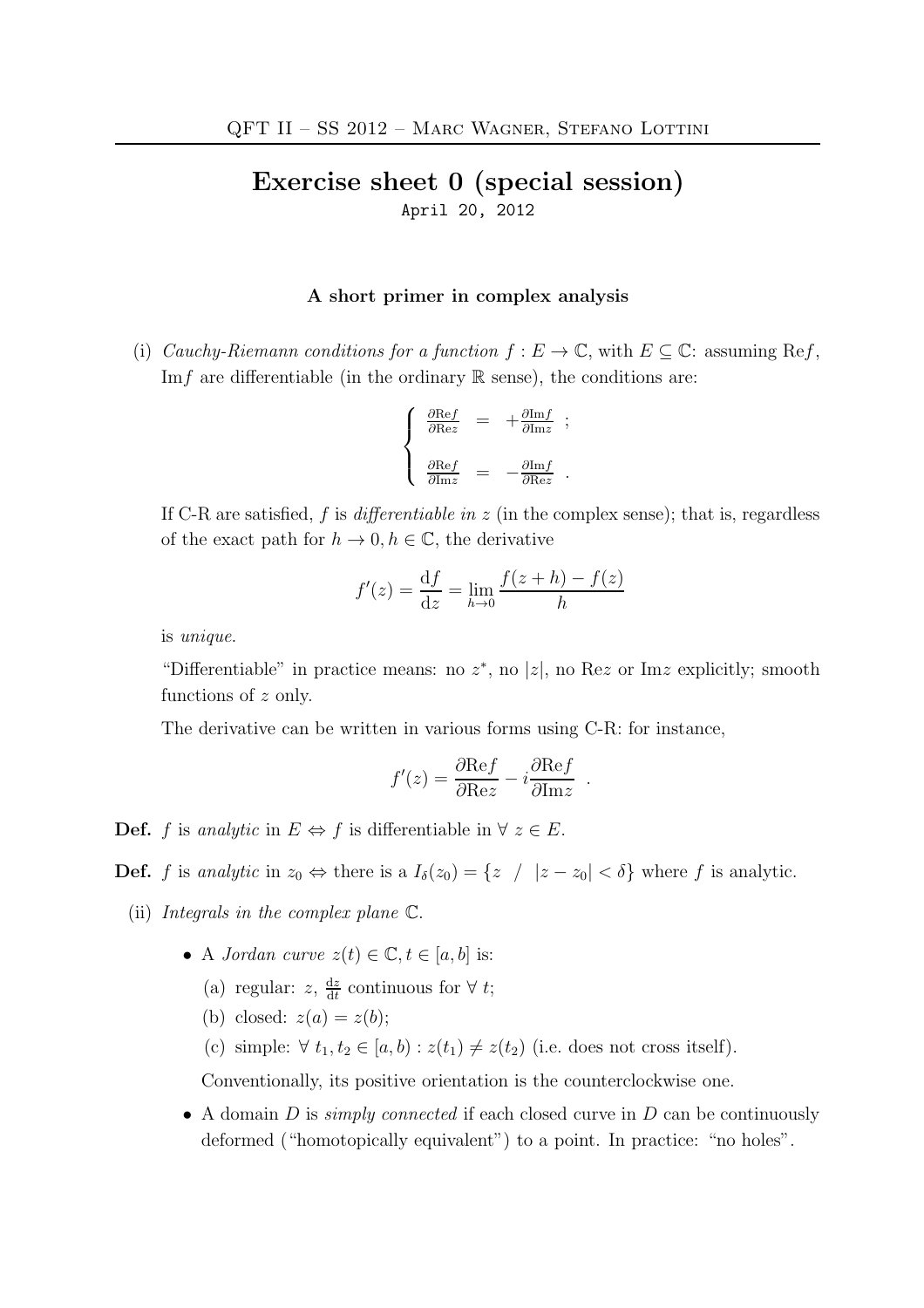# Exercise sheet 0 (special session)

April 20, 2012

### A short primer in complex analysis

(i) *Cauchy-Riemann conditions for a function* $f : E \to \mathbb{C}$, with $E \subseteq \mathbb{C}$: assuming $\mathrm{Re}f$, $\mathrm{Im}f$ are differentiable (in the ordinary $\mathbb{R}$ sense), the conditions are:

$$\begin{cases} \frac{\partial \mathrm{Re}f}{\partial \mathrm{Re}z} &= +\frac{\partial \mathrm{Im}f}{\partial \mathrm{Im}z} \ ; \\ \\ \frac{\partial \mathrm{Re}f}{\partial \mathrm{Im}z} &= -\frac{\partial \mathrm{Im}f}{\partial \mathrm{Re}z} \ . \end{cases}$$

If C-R are satisfied, $f$ is *differentiable in* $z$ (in the complex sense); that is, regardless of the exact path for $h \to 0, h \in \mathbb{C}$, the derivative

$$f'(z) = \frac{\mathrm{d}f}{\mathrm{d}z} = \lim_{h \to 0} \frac{f(z+h) - f(z)}{h}$$

is *unique.*

"Differentiable" in practice means: no $z^*$, no $|z|$, no $\mathrm{Re}z$ or $\mathrm{Im}z$ explicitly; smooth functions of $z$ only.

The derivative can be written in various forms using C-R: for instance,

$$f'(z) = \frac{\partial \mathrm{Re}f}{\partial \mathrm{Re}z} - i\frac{\partial \mathrm{Re}f}{\partial \mathrm{Im}z} \ .$$

**Def.** $f$ is *analytic* in $E \Leftrightarrow f$ is differentiable in $\forall\ z \in E$.

**Def.** $f$ is *analytic* in $z_0 \Leftrightarrow$ there is a $I_\delta(z_0) = \{z \ / \ |z - z_0| < \delta\}$ where $f$ is analytic.

(ii) *Integrals in the complex plane* $\mathbb{C}$.

- A *Jordan curve* $z(t) \in \mathbb{C}, t \in [a, b]$ is:
  - (a) regular: $z$, $\frac{\mathrm{d}z}{\mathrm{d}t}$ continuous for $\forall\ t$;
  - (b) closed: $z(a) = z(b)$;
  - (c) simple: $\forall\ t_1, t_2 \in [a, b) : z(t_1) \neq z(t_2)$ (i.e. does not cross itself).

  Conventionally, its positive orientation is the counterclockwise one.

- A domain $D$ is *simply connected* if each closed curve in $D$ can be continuously deformed ("homotopically equivalent") to a point. In practice: "no holes".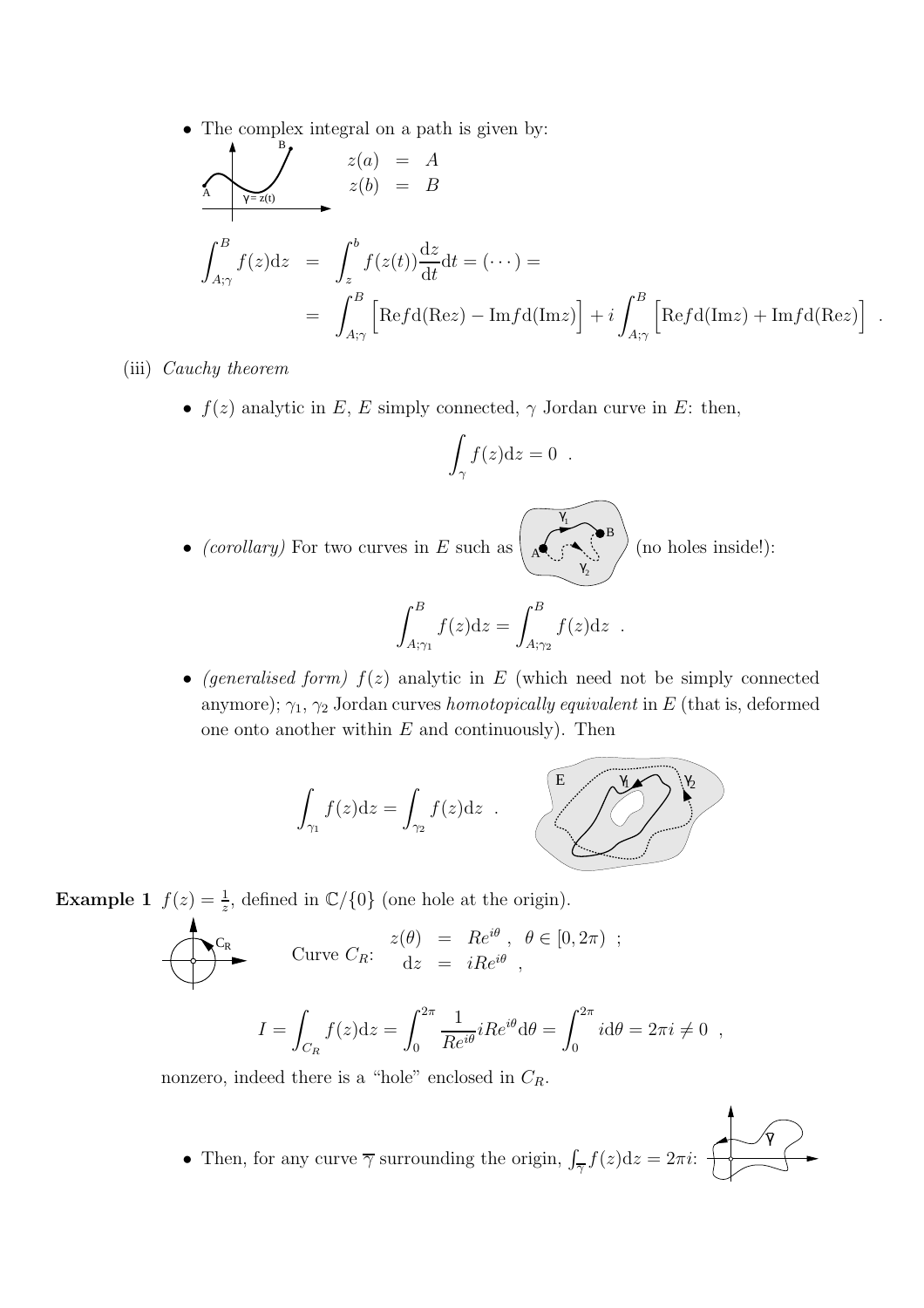- The complex integral on a path is given by:

$$
\begin{aligned}
z(a) &= A \\
z(b) &= B
\end{aligned}
$$

$$
\begin{aligned}
\int_{A;\gamma}^{B} f(z)\mathrm{d}z &= \int_{z}^{b} f(z(t))\frac{\mathrm{d}z}{\mathrm{d}t}\mathrm{d}t = (\cdots) = \\
&= \int_{A;\gamma}^{B} \Big[\mathrm{Re}f\mathrm{d}(\mathrm{Re}z) - \mathrm{Im}f\mathrm{d}(\mathrm{Im}z)\Big] + i\int_{A;\gamma}^{B} \Big[\mathrm{Re}f\mathrm{d}(\mathrm{Im}z) + \mathrm{Im}f\mathrm{d}(\mathrm{Re}z)\Big] \ .
\end{aligned}
$$

(iii) *Cauchy theorem*

- $f(z)$ analytic in $E$, $E$ simply connected, $\gamma$ Jordan curve in $E$: then,

$$\int_{\gamma} f(z)\mathrm{d}z = 0 \ .$$

- *(corollary)* For two curves in $E$ such as (no holes inside!):

$$\int_{A;\gamma_1}^{B} f(z)\mathrm{d}z = \int_{A;\gamma_2}^{B} f(z)\mathrm{d}z \ .$$

- *(generalised form)* $f(z)$ analytic in $E$ (which need not be simply connected anymore); $\gamma_1$, $\gamma_2$ Jordan curves *homotopically equivalent* in $E$ (that is, deformed one onto another within $E$ and continuously). Then

$$\int_{\gamma_1} f(z)\mathrm{d}z = \int_{\gamma_2} f(z)\mathrm{d}z \ .$$

**Example 1** $f(z) = \frac{1}{z}$, defined in $\mathbb{C}/\{0\}$ (one hole at the origin).

Curve $C_R$: 
$$
\begin{aligned}
z(\theta) &= Re^{i\theta} \ , \quad \theta \in [0, 2\pi) \ ; \\
\mathrm{d}z &= iRe^{i\theta} \ ,
\end{aligned}
$$

$$I = \int_{C_R} f(z)\mathrm{d}z = \int_0^{2\pi} \frac{1}{Re^{i\theta}} iRe^{i\theta}\mathrm{d}\theta = \int_0^{2\pi} i\mathrm{d}\theta = 2\pi i \neq 0 \ ,$$

nonzero, indeed there is a "hole" enclosed in $C_R$.

- Then, for any curve $\overline{\gamma}$ surrounding the origin, $\int_{\overline{\gamma}} f(z)\mathrm{d}z = 2\pi i$: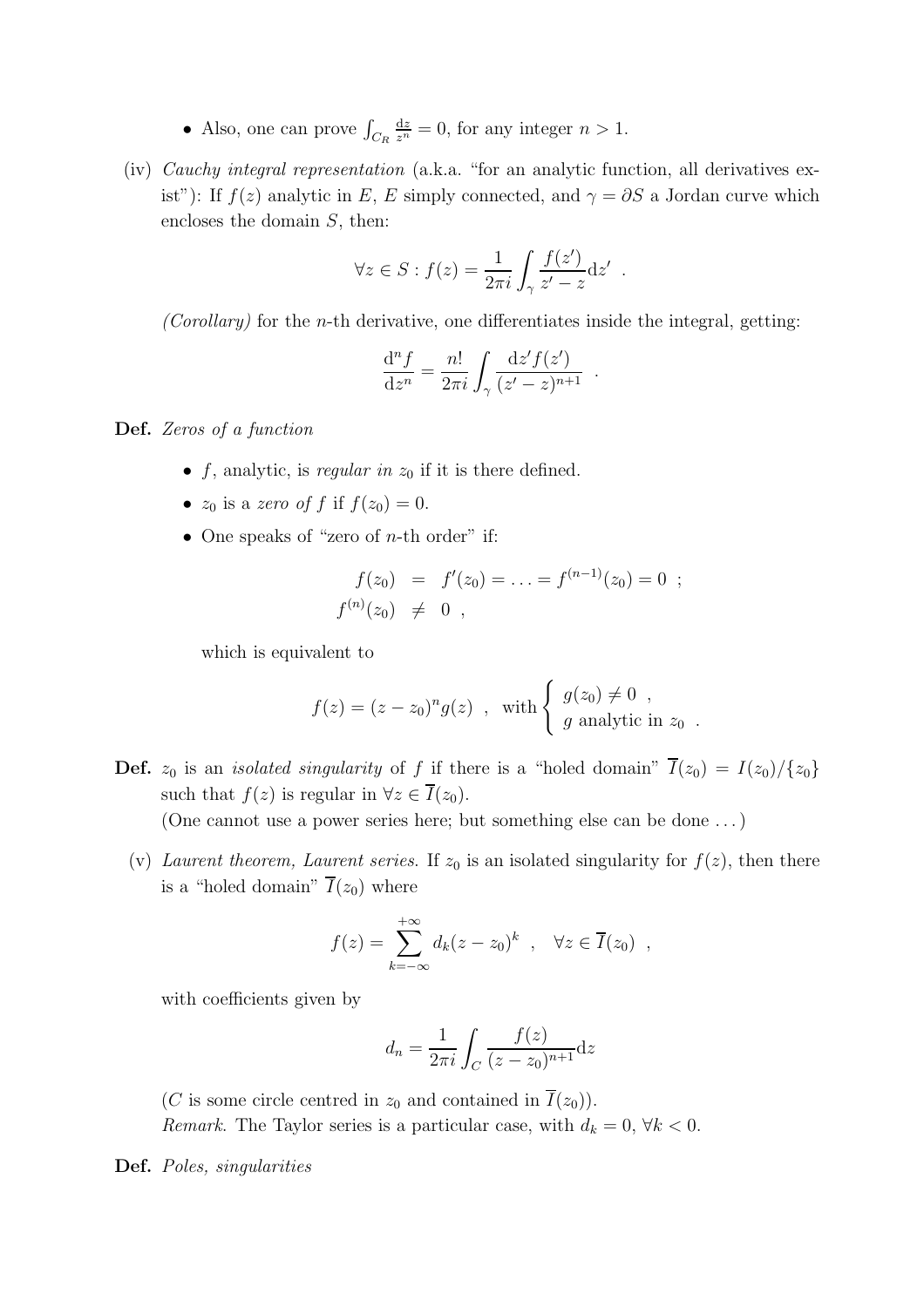- Also, one can prove $\int_{C_R} \frac{\mathrm{d}z}{z^n} = 0$, for any integer $n > 1$.

(iv) *Cauchy integral representation* (a.k.a. "for an analytic function, all derivatives exist"): If $f(z)$ analytic in $E$, $E$ simply connected, and $\gamma = \partial S$ a Jordan curve which encloses the domain $S$, then:

$$\forall z \in S : f(z) = \frac{1}{2\pi i} \int_\gamma \frac{f(z')}{z' - z} \mathrm{d}z' \quad .$$

*(Corollary)* for the $n$-th derivative, one differentiates inside the integral, getting:

$$\frac{\mathrm{d}^n f}{\mathrm{d}z^n} = \frac{n!}{2\pi i} \int_\gamma \frac{\mathrm{d}z' f(z')}{(z' - z)^{n+1}} \quad .$$

**Def.** *Zeros of a function*

- $f$, analytic, is *regular in* $z_0$ if it is there defined.
- $z_0$ is a *zero of* $f$ if $f(z_0) = 0$.
- One speaks of "zero of $n$-th order" if:

$$\begin{aligned} f(z_0) &= f'(z_0) = \ldots = f^{(n-1)}(z_0) = 0 \quad ; \\ f^{(n)}(z_0) &\neq 0 \quad , \end{aligned}$$

  which is equivalent to

$$f(z) = (z - z_0)^n g(z) \quad , \quad \text{with} \left\{ \begin{array}{l} g(z_0) \neq 0 \quad , \\ g \text{ analytic in } z_0 \quad . \end{array} \right.$$

**Def.** $z_0$ is an *isolated singularity* of $f$ if there is a "holed domain" $\overline{I}(z_0) = I(z_0)/\{z_0\}$ such that $f(z)$ is regular in $\forall z \in \overline{I}(z_0)$.
(One cannot use a power series here; but something else can be done ...)

(v) *Laurent theorem, Laurent series.* If $z_0$ is an isolated singularity for $f(z)$, then there is a "holed domain" $\overline{I}(z_0)$ where

$$f(z) = \sum_{k=-\infty}^{+\infty} d_k (z - z_0)^k \quad , \quad \forall z \in \overline{I}(z_0) \quad ,$$

with coefficients given by

$$d_n = \frac{1}{2\pi i} \int_C \frac{f(z)}{(z - z_0)^{n+1}} \mathrm{d}z$$

($C$ is some circle centred in $z_0$ and contained in $\overline{I}(z_0)$).
*Remark.* The Taylor series is a particular case, with $d_k = 0$, $\forall k < 0$.

**Def.** *Poles, singularities*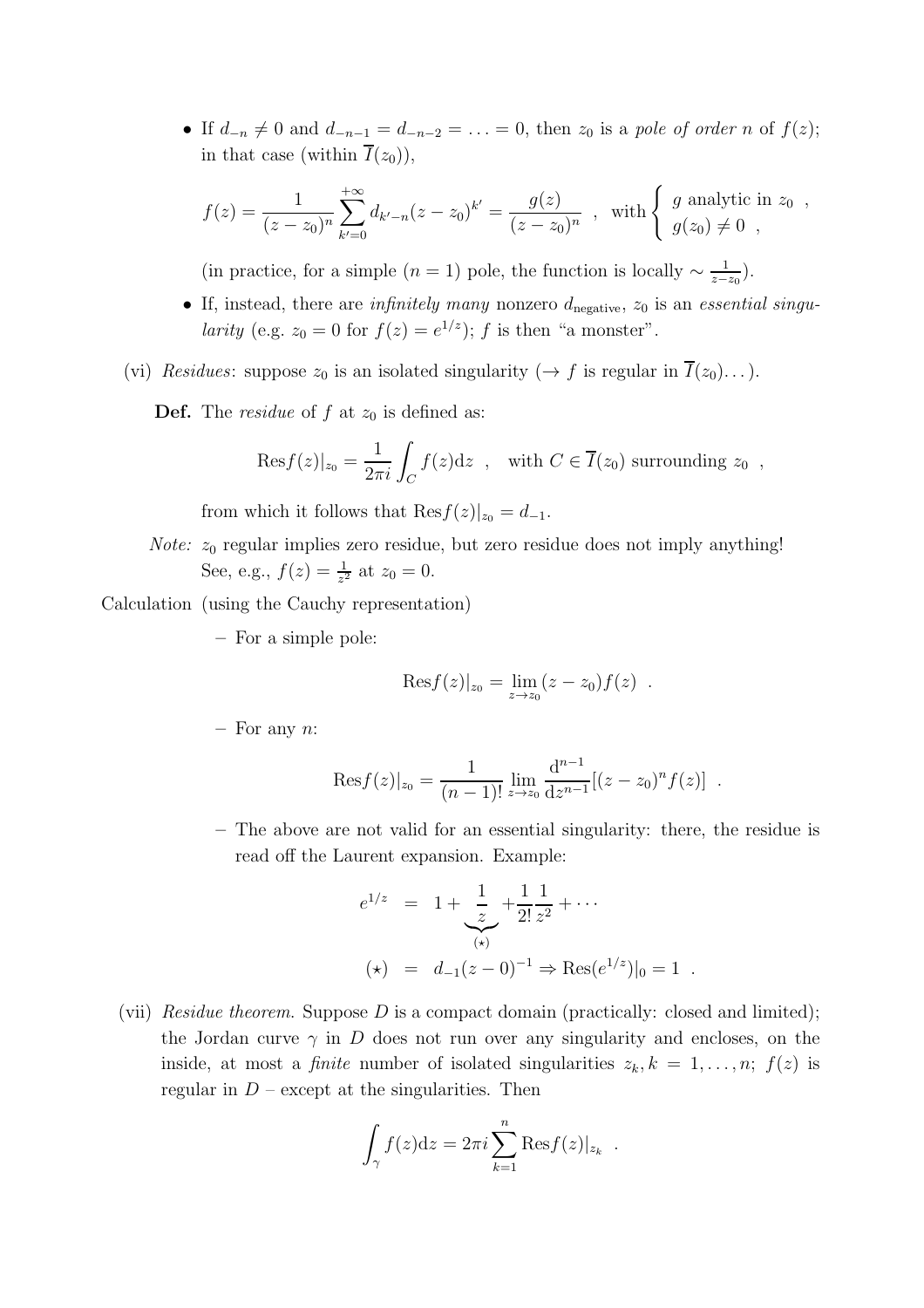- If $d_{-n} \neq 0$ and $d_{-n-1} = d_{-n-2} = \ldots = 0$, then $z_0$ is a *pole of order n* of $f(z)$; in that case (within $\overline{I}(z_0)$),

$$f(z) = \frac{1}{(z-z_0)^n} \sum_{k'=0}^{+\infty} d_{k'-n}(z-z_0)^{k'} = \frac{g(z)}{(z-z_0)^n} \quad , \quad \text{with} \left\{ \begin{array}{l} g \text{ analytic in } z_0 \ , \\ g(z_0) \neq 0 \ , \end{array} \right.$$

(in practice, for a simple ($n=1$) pole, the function is locally $\sim \frac{1}{z-z_0}$).

- If, instead, there are *infinitely many* nonzero $d_{\text{negative}}$, $z_0$ is an *essential singularity* (e.g. $z_0 = 0$ for $f(z) = e^{1/z}$); $f$ is then "a monster".

(vi) *Residues*: suppose $z_0$ is an isolated singularity ($\rightarrow f$ is regular in $\overline{I}(z_0)\ldots$).

**Def.** The *residue* of $f$ at $z_0$ is defined as:

$$\text{Res}f(z)|_{z_0} = \frac{1}{2\pi i}\int_C f(z)\mathrm{d}z \quad , \quad \text{with } C \in \overline{I}(z_0) \text{ surrounding } z_0 \quad ,$$

from which it follows that $\text{Res}f(z)|_{z_0} = d_{-1}$.

*Note:* $z_0$ regular implies zero residue, but zero residue does not imply anything! See, e.g., $f(z) = \frac{1}{z^2}$ at $z_0 = 0$.

Calculation (using the Cauchy representation)

– For a simple pole:

$$\text{Res}f(z)|_{z_0} = \lim_{z\to z_0}(z-z_0)f(z) \quad .$$

– For any $n$:

$$\text{Res}f(z)|_{z_0} = \frac{1}{(n-1)!}\lim_{z\to z_0}\frac{\mathrm{d}^{n-1}}{\mathrm{d}z^{n-1}}[(z-z_0)^n f(z)] \quad .$$

– The above are not valid for an essential singularity: there, the residue is read off the Laurent expansion. Example:

$$\begin{aligned} e^{1/z} &= 1 + \underbrace{\frac{1}{z}}_{(\star)} + \frac{1}{2!}\frac{1}{z^2} + \cdots \\ (\star) &= d_{-1}(z-0)^{-1} \Rightarrow \text{Res}(e^{1/z})|_0 = 1 \quad . \end{aligned}$$

(vii) *Residue theorem.* Suppose $D$ is a compact domain (practically: closed and limited); the Jordan curve $\gamma$ in $D$ does not run over any singularity and encloses, on the inside, at most a *finite* number of isolated singularities $z_k, k = 1, \ldots, n$; $f(z)$ is regular in $D$ – except at the singularities. Then

$$\int_\gamma f(z)\mathrm{d}z = 2\pi i \sum_{k=1}^{n} \text{Res}f(z)|_{z_k} \quad .$$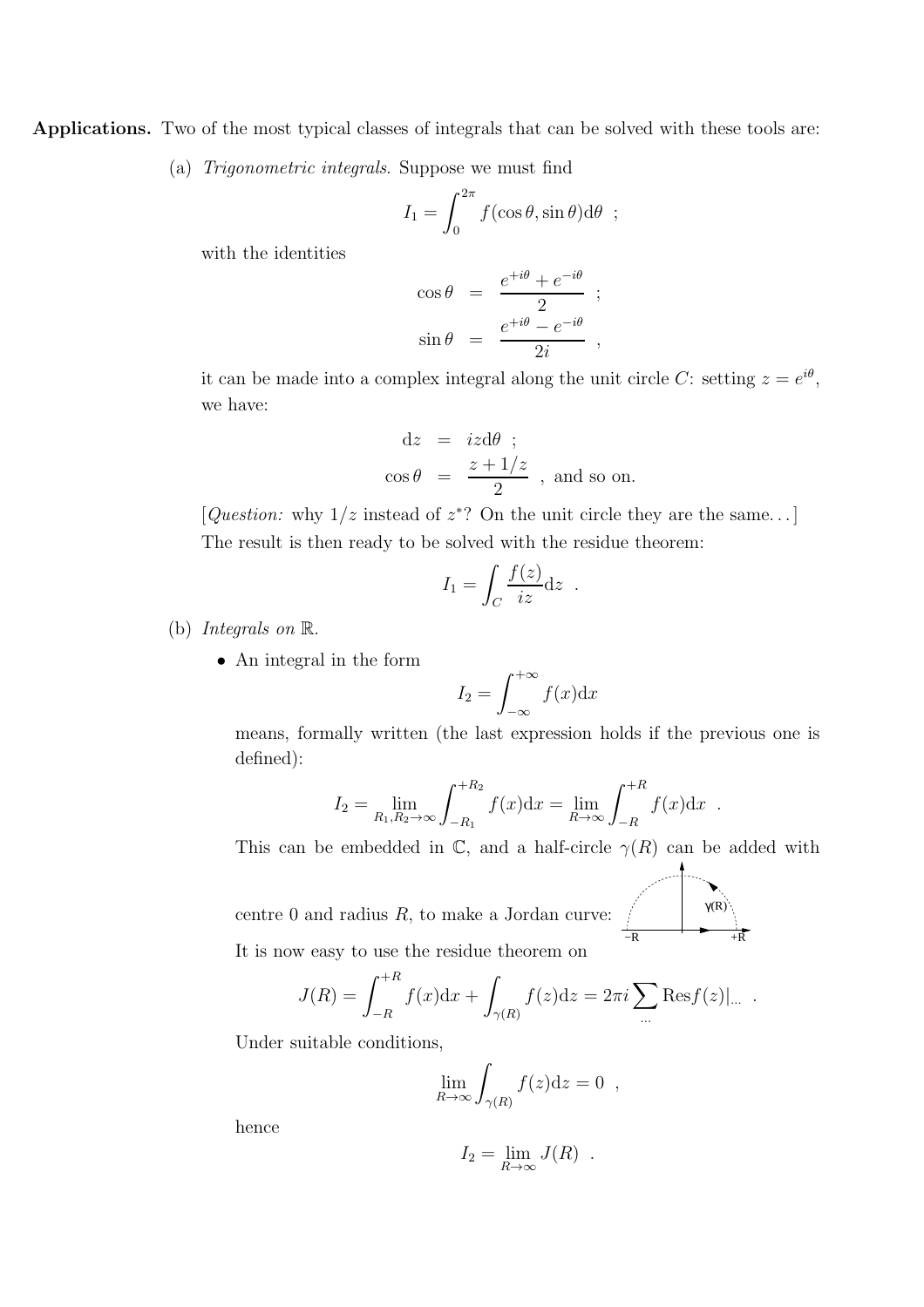**Applications.** Two of the most typical classes of integrals that can be solved with these tools are:

(a) *Trigonometric integrals.* Suppose we must find

$$I_1 = \int_0^{2\pi} f(\cos\theta, \sin\theta)\mathrm{d}\theta \ \ ;$$

with the identities

$$\cos\theta = \frac{e^{+i\theta} + e^{-i\theta}}{2} \ \ ;$$
$$\sin\theta = \frac{e^{+i\theta} - e^{-i\theta}}{2i} \ \ ,$$

it can be made into a complex integral along the unit circle $C$: setting $z = e^{i\theta}$, we have:

$$\mathrm{d}z = iz\mathrm{d}\theta \ \ ;$$
$$\cos\theta = \frac{z + 1/z}{2} \ \ , \text{ and so on.}$$

[*Question:* why $1/z$ instead of $z^*$? On the unit circle they are the same...]

The result is then ready to be solved with the residue theorem:

$$I_1 = \int_C \frac{f(z)}{iz}\mathrm{d}z \ \ .$$

(b) *Integrals on* $\mathbb{R}$.

- An integral in the form

$$I_2 = \int_{-\infty}^{+\infty} f(x)\mathrm{d}x$$

means, formally written (the last expression holds if the previous one is defined):

$$I_2 = \lim_{R_1, R_2 \to \infty} \int_{-R_1}^{+R_2} f(x)\mathrm{d}x = \lim_{R \to \infty} \int_{-R}^{+R} f(x)\mathrm{d}x \ \ .$$

This can be embedded in $\mathbb{C}$, and a half-circle $\gamma(R)$ can be added with centre 0 and radius $R$, to make a Jordan curve:

It is now easy to use the residue theorem on

$$J(R) = \int_{-R}^{+R} f(x)\mathrm{d}x + \int_{\gamma(R)} f(z)\mathrm{d}z = 2\pi i \sum_{\ldots} \mathrm{Res} f(z)|_{\ldots} \ \ .$$

Under suitable conditions,

$$\lim_{R\to\infty} \int_{\gamma(R)} f(z)\mathrm{d}z = 0 \ \ ,$$

hence

$$I_2 = \lim_{R\to\infty} J(R) \ \ .$$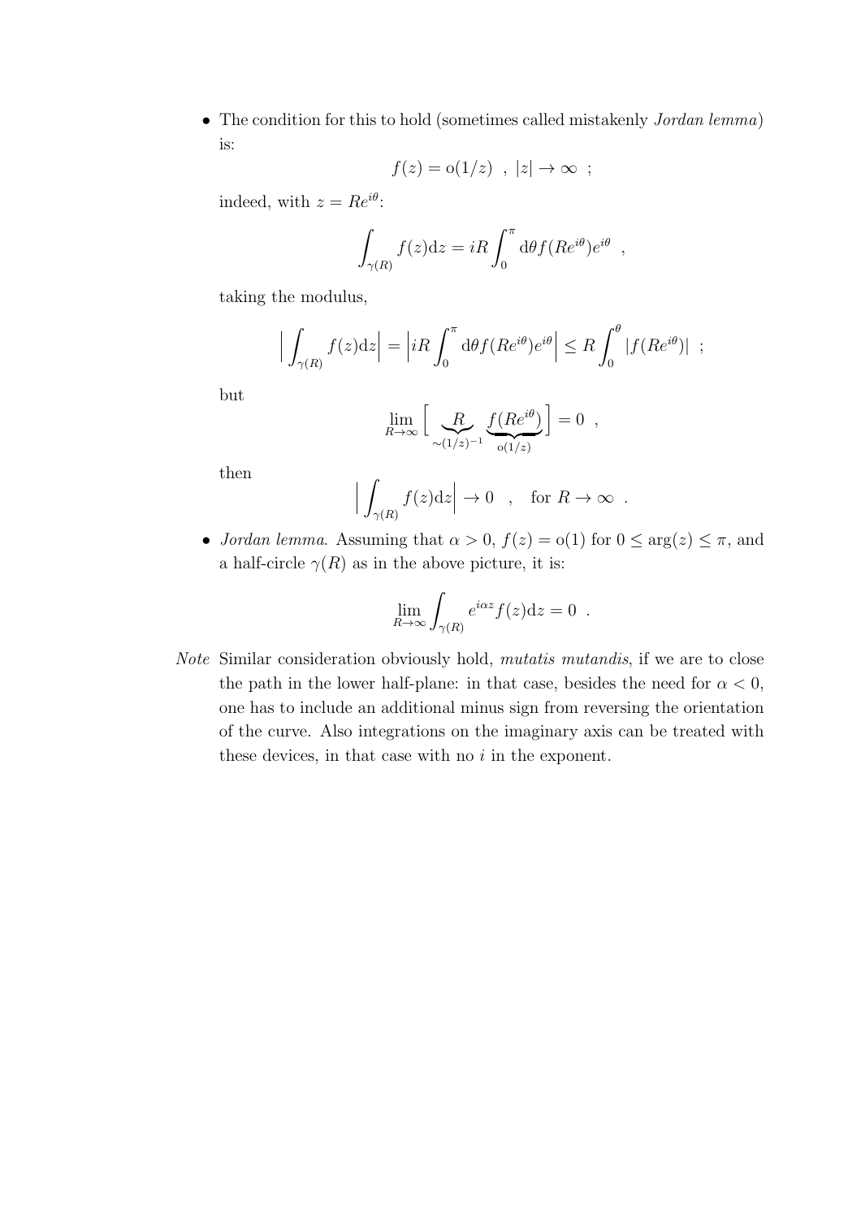- The condition for this to hold (sometimes called mistakenly *Jordan lemma*) is:

$$f(z) = \mathrm{o}(1/z) \quad , \; |z| \to \infty \quad ;$$

  indeed, with $z = Re^{i\theta}$:

$$\int_{\gamma(R)} f(z)\mathrm{d}z = iR \int_0^\pi \mathrm{d}\theta f(Re^{i\theta})e^{i\theta} \quad ,$$

  taking the modulus,

$$\Big| \int_{\gamma(R)} f(z)\mathrm{d}z \Big| = \Big| iR \int_0^\pi \mathrm{d}\theta f(Re^{i\theta})e^{i\theta} \Big| \leq R \int_0^\theta |f(Re^{i\theta})| \quad ;$$

  but

$$\lim_{R\to\infty} \Big[ \underbrace{R}_{\sim(1/z)^{-1}} \underbrace{f(Re^{i\theta})}_{\mathrm{o}(1/z)} \Big] = 0 \quad ,$$

  then

$$\Big| \int_{\gamma(R)} f(z)\mathrm{d}z \Big| \to 0 \quad , \quad \text{for } R \to \infty \quad .$$

- *Jordan lemma*. Assuming that $\alpha > 0$, $f(z) = \mathrm{o}(1)$ for $0 \leq \arg(z) \leq \pi$, and a half-circle $\gamma(R)$ as in the above picture, it is:

$$\lim_{R\to\infty} \int_{\gamma(R)} e^{i\alpha z} f(z)\mathrm{d}z = 0 \quad .$$

*Note* Similar consideration obviously hold, *mutatis mutandis*, if we are to close the path in the lower half-plane: in that case, besides the need for $\alpha < 0$, one has to include an additional minus sign from reversing the orientation of the curve. Also integrations on the imaginary axis can be treated with these devices, in that case with no $i$ in the exponent.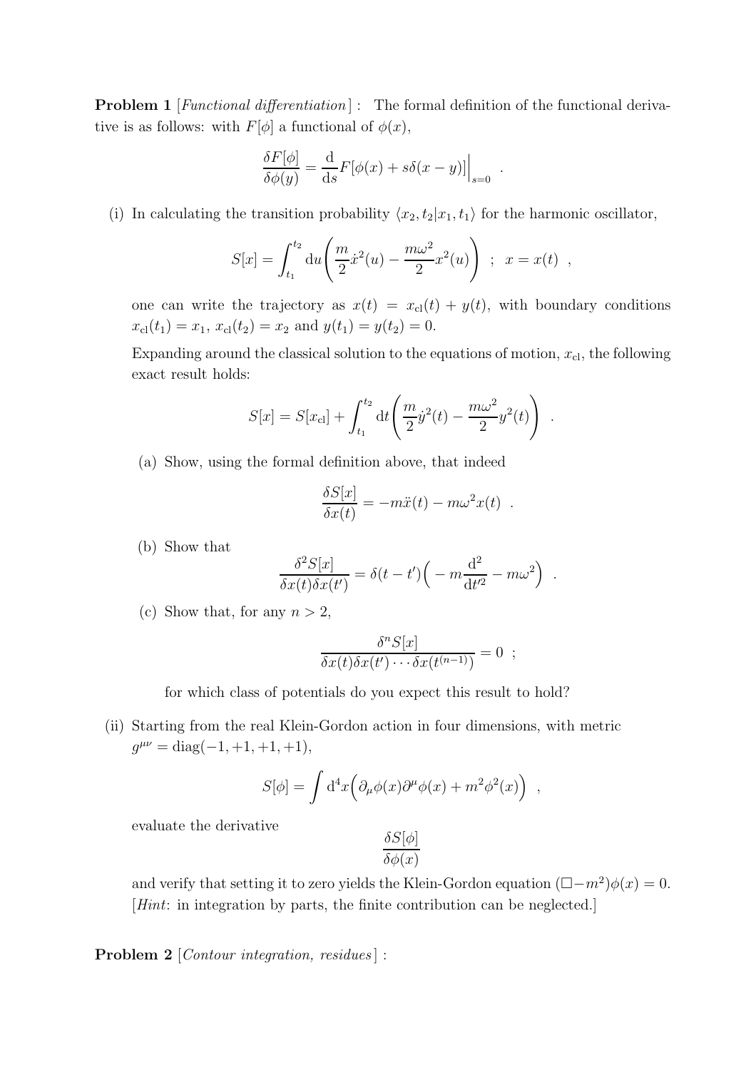**Problem 1** [*Functional differentiation*] : The formal definition of the functional derivative is as follows: with $F[\phi]$ a functional of $\phi(x)$,

$$\frac{\delta F[\phi]}{\delta \phi(y)} = \frac{\mathrm{d}}{\mathrm{d}s} F[\phi(x) + s\delta(x-y)]\bigg|_{s=0} \ .$$

(i) In calculating the transition probability $\langle x_2, t_2 | x_1, t_1 \rangle$ for the harmonic oscillator,

$$S[x] = \int_{t_1}^{t_2} \mathrm{d}u \bigg( \frac{m}{2}\dot{x}^2(u) - \frac{m\omega^2}{2} x^2(u) \bigg) \ \ ; \ \ x = x(t) \ \ ,$$

one can write the trajectory as $x(t) = x_{\mathrm{cl}}(t) + y(t)$, with boundary conditions $x_{\mathrm{cl}}(t_1) = x_1$, $x_{\mathrm{cl}}(t_2) = x_2$ and $y(t_1) = y(t_2) = 0$.

Expanding around the classical solution to the equations of motion, $x_{\mathrm{cl}}$, the following exact result holds:

$$S[x] = S[x_{\mathrm{cl}}] + \int_{t_1}^{t_2} \mathrm{d}t \bigg( \frac{m}{2}\dot{y}^2(t) - \frac{m\omega^2}{2} y^2(t) \bigg) \ \ .$$

(a) Show, using the formal definition above, that indeed

$$\frac{\delta S[x]}{\delta x(t)} = -m\ddot{x}(t) - m\omega^2 x(t) \ \ .$$

(b) Show that

$$\frac{\delta^2 S[x]}{\delta x(t) \delta x(t')} = \delta(t-t')\Big( -m\frac{\mathrm{d}^2}{\mathrm{d}t'^2} - m\omega^2 \Big) \ \ .$$

(c) Show that, for any $n > 2$,

$$\frac{\delta^n S[x]}{\delta x(t) \delta x(t') \cdots \delta x(t^{(n-1)})} = 0 \ \ ;$$

for which class of potentials do you expect this result to hold?

(ii) Starting from the real Klein-Gordon action in four dimensions, with metric $g^{\mu\nu} = \mathrm{diag}(-1, +1, +1, +1)$,

$$S[\phi] = \int \mathrm{d}^4x \Big( \partial_\mu \phi(x) \partial^\mu \phi(x) + m^2 \phi^2(x) \Big) \ \ ,$$

evaluate the derivative

$$\frac{\delta S[\phi]}{\delta \phi(x)}$$

and verify that setting it to zero yields the Klein-Gordon equation $(\Box - m^2)\phi(x) = 0$. [*Hint*: in integration by parts, the finite contribution can be neglected.]

**Problem 2** [*Contour integration, residues*] :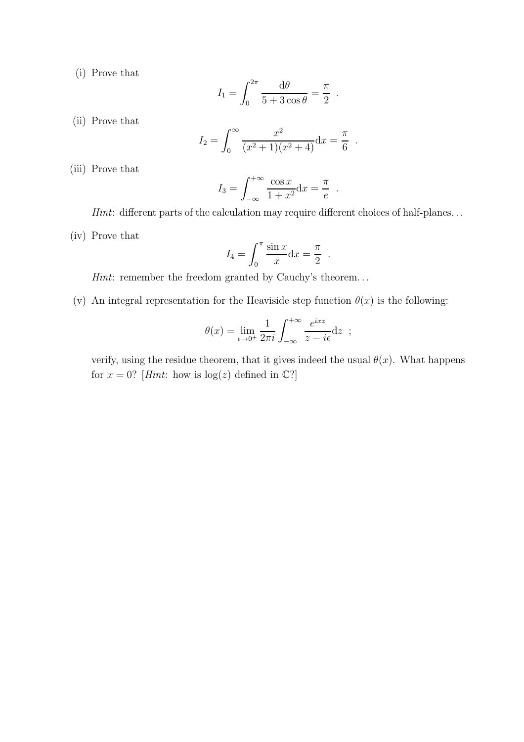(i) Prove that

$$I_1 = \int_0^{2\pi} \frac{\mathrm{d}\theta}{5 + 3\cos\theta} = \frac{\pi}{2} \ .$$

(ii) Prove that

$$I_2 = \int_0^{\infty} \frac{x^2}{(x^2+1)(x^2+4)} \mathrm{d}x = \frac{\pi}{6} \ .$$

(iii) Prove that

$$I_3 = \int_{-\infty}^{+\infty} \frac{\cos x}{1+x^2} \mathrm{d}x = \frac{\pi}{e} \ .$$

*Hint*: different parts of the calculation may require different choices of half-planes...

(iv) Prove that

$$I_4 = \int_0^{\pi} \frac{\sin x}{x} \mathrm{d}x = \frac{\pi}{2} \ .$$

*Hint*: remember the freedom granted by Cauchy's theorem...

(v) An integral representation for the Heaviside step function $\theta(x)$ is the following:

$$\theta(x) = \lim_{\epsilon \to 0^+} \frac{1}{2\pi i} \int_{-\infty}^{+\infty} \frac{e^{ixz}}{z - i\epsilon} \mathrm{d}z \ ;$$

verify, using the residue theorem, that it gives indeed the usual $\theta(x)$. What happens for $x = 0$? [*Hint*: how is $\log(z)$ defined in $\mathbb{C}$?]